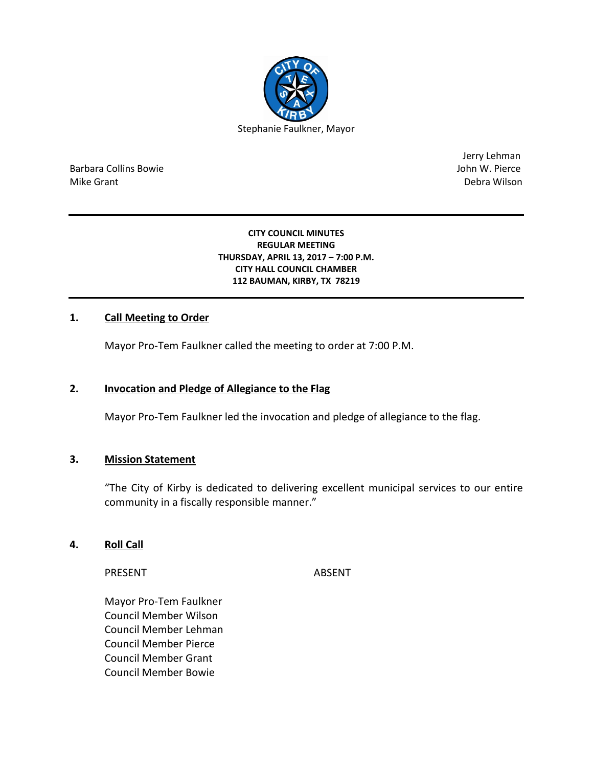Stephanie Faulkner, Mayor

Barbara Collins Bowie
Mike Grant

Jerry Lehman
John W. Pierce
Debra Wilson

---

**CITY COUNCIL MINUTES**
**REGULAR MEETING**
**THURSDAY, APRIL 13, 2017 – 7:00 P.M.**
**CITY HALL COUNCIL CHAMBER**
**112 BAUMAN, KIRBY, TX 78219**

---

## 1. Call Meeting to Order

Mayor Pro-Tem Faulkner called the meeting to order at 7:00 P.M.

## 2. Invocation and Pledge of Allegiance to the Flag

Mayor Pro-Tem Faulkner led the invocation and pledge of allegiance to the flag.

## 3. Mission Statement

"The City of Kirby is dedicated to delivering excellent municipal services to our entire community in a fiscally responsible manner."

## 4. Roll Call

| PRESENT | ABSENT |
|---|---|
| Mayor Pro-Tem Faulkner | |
| Council Member Wilson | |
| Council Member Lehman | |
| Council Member Pierce | |
| Council Member Grant | |
| Council Member Bowie | |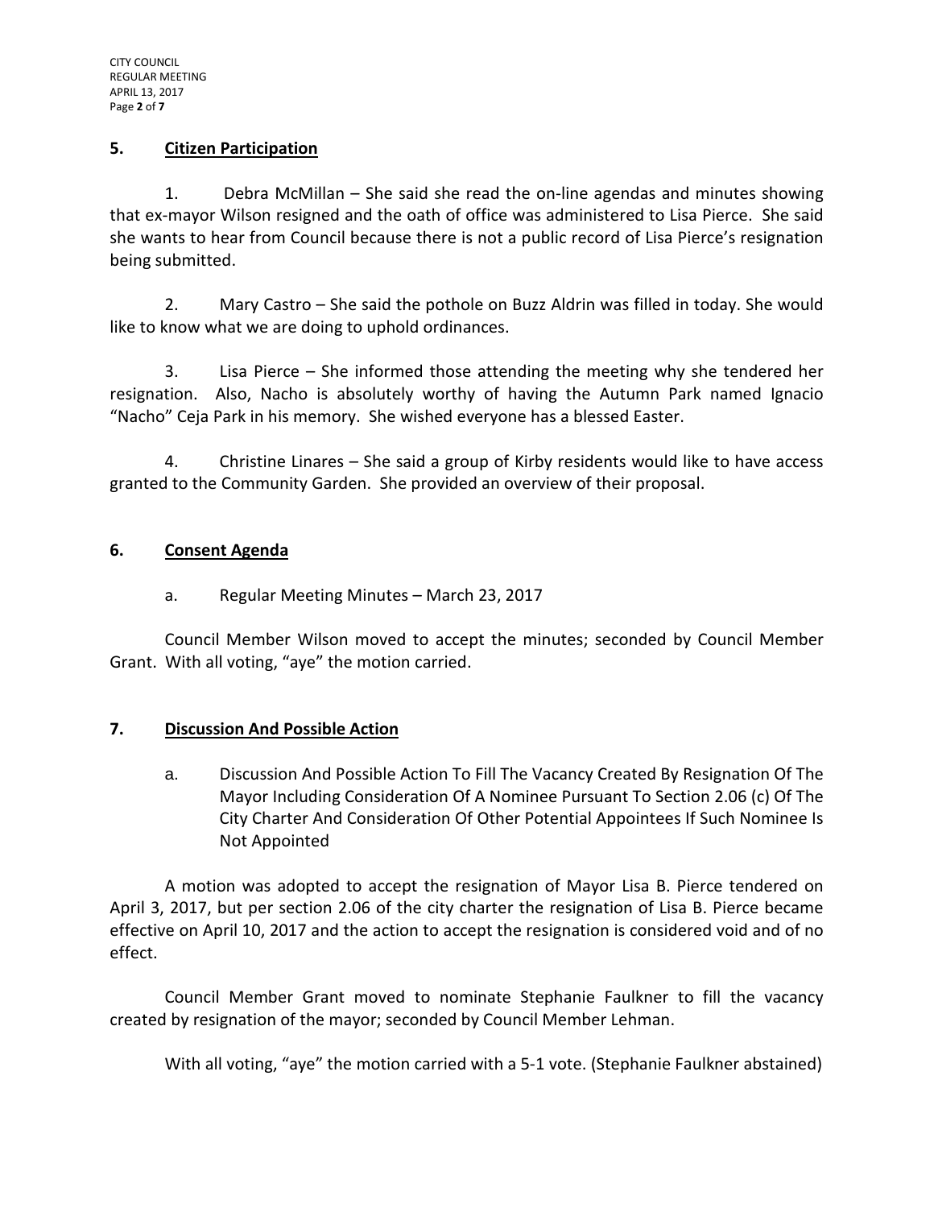## 5. **Citizen Participation**

1. Debra McMillan – She said she read the on-line agendas and minutes showing that ex-mayor Wilson resigned and the oath of office was administered to Lisa Pierce. She said she wants to hear from Council because there is not a public record of Lisa Pierce's resignation being submitted.

2. Mary Castro – She said the pothole on Buzz Aldrin was filled in today. She would like to know what we are doing to uphold ordinances.

3. Lisa Pierce – She informed those attending the meeting why she tendered her resignation. Also, Nacho is absolutely worthy of having the Autumn Park named Ignacio "Nacho" Ceja Park in his memory. She wished everyone has a blessed Easter.

4. Christine Linares – She said a group of Kirby residents would like to have access granted to the Community Garden. She provided an overview of their proposal.

## 6. **Consent Agenda**

a. Regular Meeting Minutes – March 23, 2017

Council Member Wilson moved to accept the minutes; seconded by Council Member Grant. With all voting, "aye" the motion carried.

## 7. **Discussion And Possible Action**

a. Discussion And Possible Action To Fill The Vacancy Created By Resignation Of The Mayor Including Consideration Of A Nominee Pursuant To Section 2.06 (c) Of The City Charter And Consideration Of Other Potential Appointees If Such Nominee Is Not Appointed

A motion was adopted to accept the resignation of Mayor Lisa B. Pierce tendered on April 3, 2017, but per section 2.06 of the city charter the resignation of Lisa B. Pierce became effective on April 10, 2017 and the action to accept the resignation is considered void and of no effect.

Council Member Grant moved to nominate Stephanie Faulkner to fill the vacancy created by resignation of the mayor; seconded by Council Member Lehman.

With all voting, "aye" the motion carried with a 5-1 vote. (Stephanie Faulkner abstained)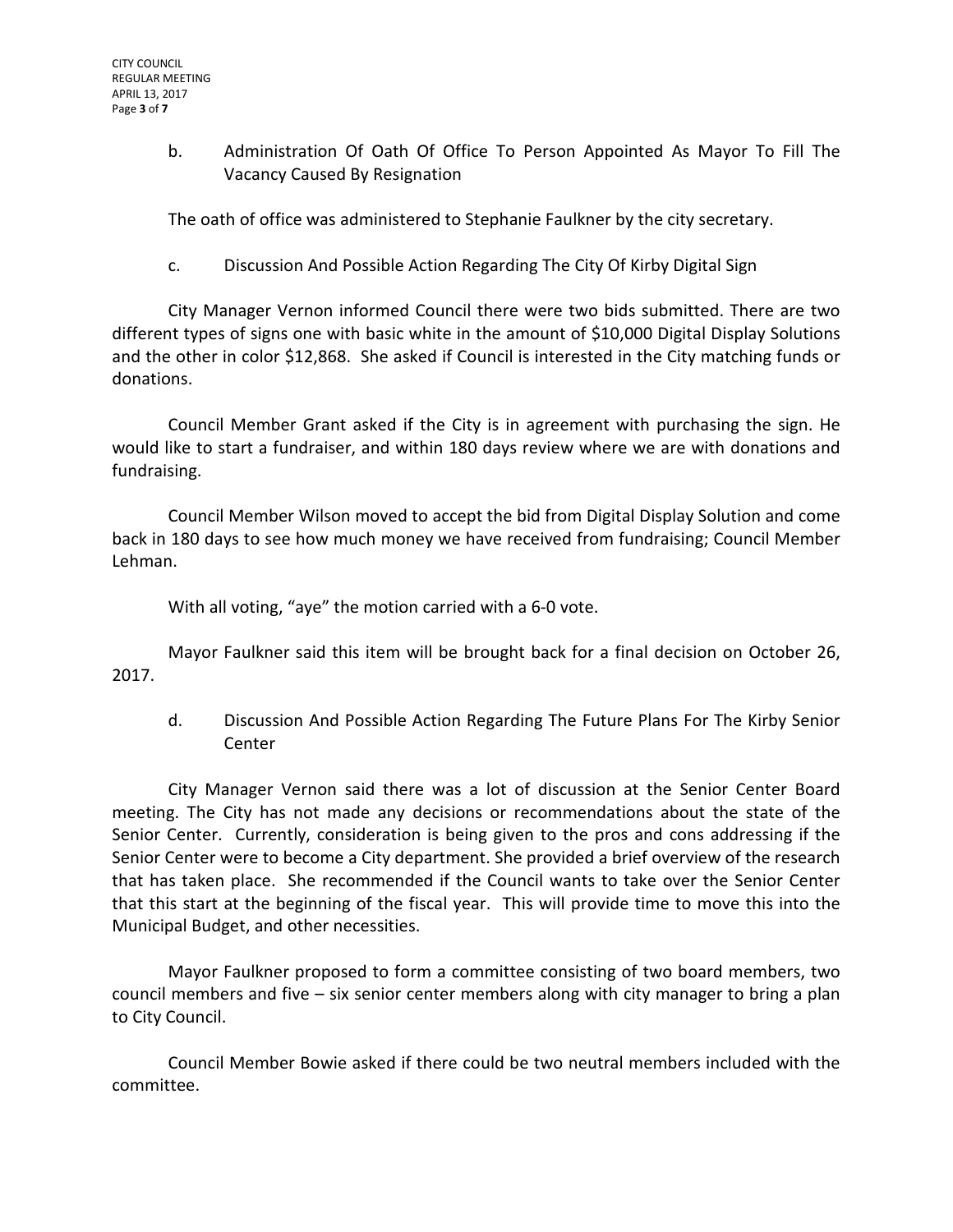b. Administration Of Oath Of Office To Person Appointed As Mayor To Fill The Vacancy Caused By Resignation

The oath of office was administered to Stephanie Faulkner by the city secretary.

c. Discussion And Possible Action Regarding The City Of Kirby Digital Sign

City Manager Vernon informed Council there were two bids submitted. There are two different types of signs one with basic white in the amount of $10,000 Digital Display Solutions and the other in color $12,868. She asked if Council is interested in the City matching funds or donations.

Council Member Grant asked if the City is in agreement with purchasing the sign. He would like to start a fundraiser, and within 180 days review where we are with donations and fundraising.

Council Member Wilson moved to accept the bid from Digital Display Solution and come back in 180 days to see how much money we have received from fundraising; Council Member Lehman.

With all voting, "aye" the motion carried with a 6-0 vote.

Mayor Faulkner said this item will be brought back for a final decision on October 26, 2017.

d. Discussion And Possible Action Regarding The Future Plans For The Kirby Senior Center

City Manager Vernon said there was a lot of discussion at the Senior Center Board meeting. The City has not made any decisions or recommendations about the state of the Senior Center. Currently, consideration is being given to the pros and cons addressing if the Senior Center were to become a City department. She provided a brief overview of the research that has taken place. She recommended if the Council wants to take over the Senior Center that this start at the beginning of the fiscal year. This will provide time to move this into the Municipal Budget, and other necessities.

Mayor Faulkner proposed to form a committee consisting of two board members, two council members and five – six senior center members along with city manager to bring a plan to City Council.

Council Member Bowie asked if there could be two neutral members included with the committee.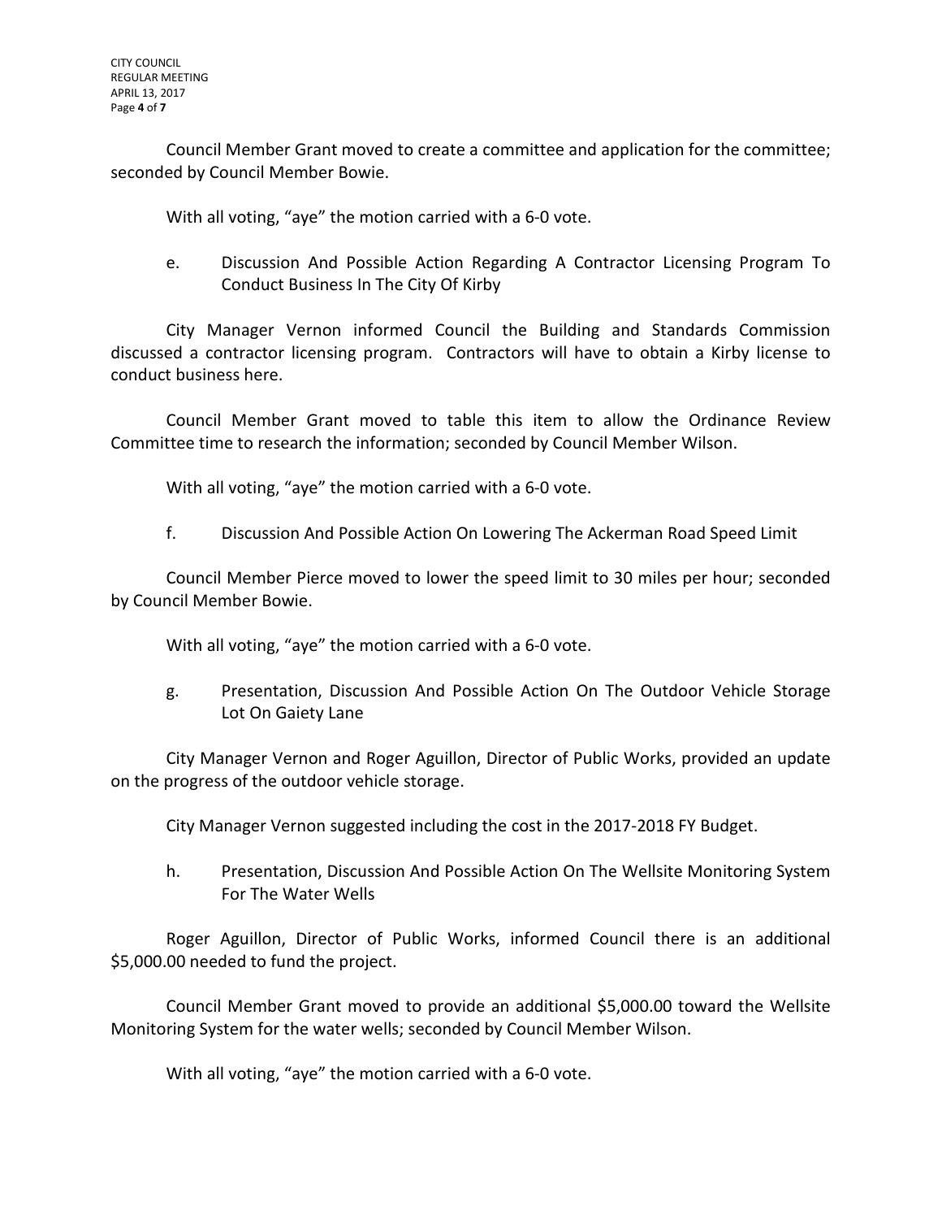Council Member Grant moved to create a committee and application for the committee; seconded by Council Member Bowie.

With all voting, "aye" the motion carried with a 6-0 vote.

e. Discussion And Possible Action Regarding A Contractor Licensing Program To Conduct Business In The City Of Kirby

City Manager Vernon informed Council the Building and Standards Commission discussed a contractor licensing program. Contractors will have to obtain a Kirby license to conduct business here.

Council Member Grant moved to table this item to allow the Ordinance Review Committee time to research the information; seconded by Council Member Wilson.

With all voting, "aye" the motion carried with a 6-0 vote.

f. Discussion And Possible Action On Lowering The Ackerman Road Speed Limit

Council Member Pierce moved to lower the speed limit to 30 miles per hour; seconded by Council Member Bowie.

With all voting, "aye" the motion carried with a 6-0 vote.

g. Presentation, Discussion And Possible Action On The Outdoor Vehicle Storage Lot On Gaiety Lane

City Manager Vernon and Roger Aguillon, Director of Public Works, provided an update on the progress of the outdoor vehicle storage.

City Manager Vernon suggested including the cost in the 2017-2018 FY Budget.

h. Presentation, Discussion And Possible Action On The Wellsite Monitoring System For The Water Wells

Roger Aguillon, Director of Public Works, informed Council there is an additional $5,000.00 needed to fund the project.

Council Member Grant moved to provide an additional $5,000.00 toward the Wellsite Monitoring System for the water wells; seconded by Council Member Wilson.

With all voting, "aye" the motion carried with a 6-0 vote.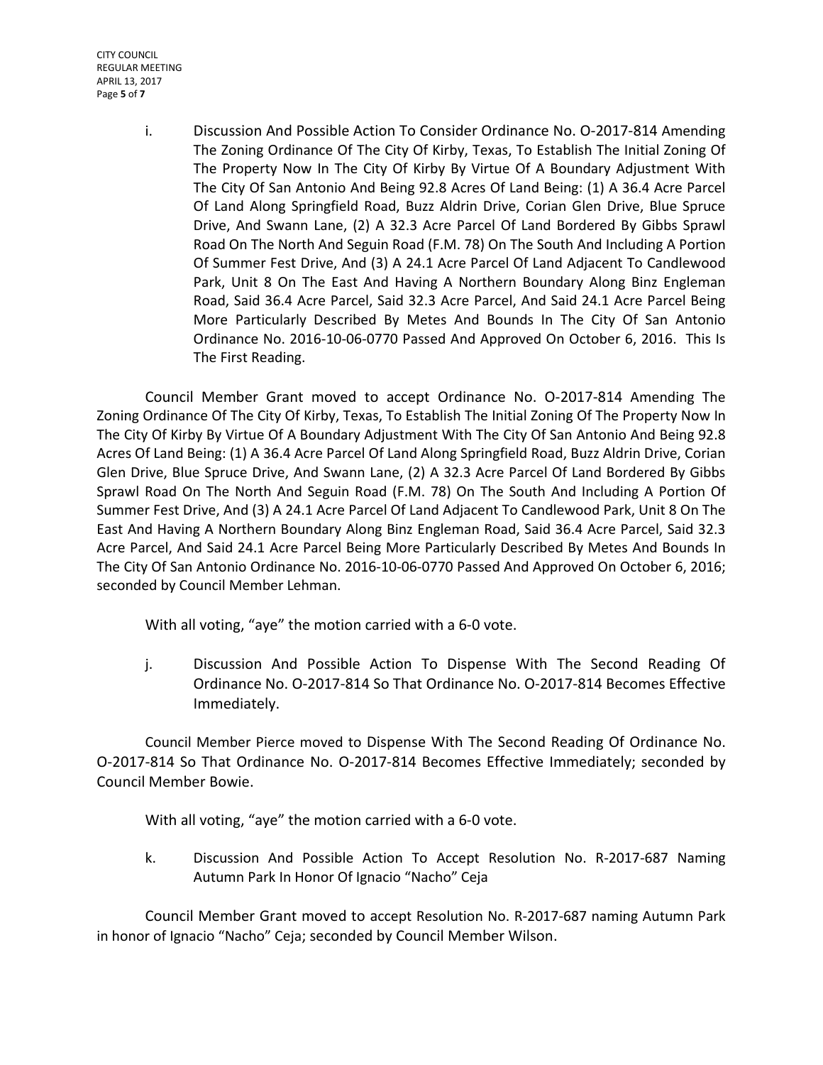i. Discussion And Possible Action To Consider Ordinance No. O-2017-814 Amending The Zoning Ordinance Of The City Of Kirby, Texas, To Establish The Initial Zoning Of The Property Now In The City Of Kirby By Virtue Of A Boundary Adjustment With The City Of San Antonio And Being 92.8 Acres Of Land Being: (1) A 36.4 Acre Parcel Of Land Along Springfield Road, Buzz Aldrin Drive, Corian Glen Drive, Blue Spruce Drive, And Swann Lane, (2) A 32.3 Acre Parcel Of Land Bordered By Gibbs Sprawl Road On The North And Seguin Road (F.M. 78) On The South And Including A Portion Of Summer Fest Drive, And (3) A 24.1 Acre Parcel Of Land Adjacent To Candlewood Park, Unit 8 On The East And Having A Northern Boundary Along Binz Engleman Road, Said 36.4 Acre Parcel, Said 32.3 Acre Parcel, And Said 24.1 Acre Parcel Being More Particularly Described By Metes And Bounds In The City Of San Antonio Ordinance No. 2016-10-06-0770 Passed And Approved On October 6, 2016. This Is The First Reading.

Council Member Grant moved to accept Ordinance No. O-2017-814 Amending The Zoning Ordinance Of The City Of Kirby, Texas, To Establish The Initial Zoning Of The Property Now In The City Of Kirby By Virtue Of A Boundary Adjustment With The City Of San Antonio And Being 92.8 Acres Of Land Being: (1) A 36.4 Acre Parcel Of Land Along Springfield Road, Buzz Aldrin Drive, Corian Glen Drive, Blue Spruce Drive, And Swann Lane, (2) A 32.3 Acre Parcel Of Land Bordered By Gibbs Sprawl Road On The North And Seguin Road (F.M. 78) On The South And Including A Portion Of Summer Fest Drive, And (3) A 24.1 Acre Parcel Of Land Adjacent To Candlewood Park, Unit 8 On The East And Having A Northern Boundary Along Binz Engleman Road, Said 36.4 Acre Parcel, Said 32.3 Acre Parcel, And Said 24.1 Acre Parcel Being More Particularly Described By Metes And Bounds In The City Of San Antonio Ordinance No. 2016-10-06-0770 Passed And Approved On October 6, 2016; seconded by Council Member Lehman.

With all voting, "aye" the motion carried with a 6-0 vote.

j. Discussion And Possible Action To Dispense With The Second Reading Of Ordinance No. O-2017-814 So That Ordinance No. O-2017-814 Becomes Effective Immediately.

Council Member Pierce moved to Dispense With The Second Reading Of Ordinance No. O-2017-814 So That Ordinance No. O-2017-814 Becomes Effective Immediately; seconded by Council Member Bowie.

With all voting, "aye" the motion carried with a 6-0 vote.

k. Discussion And Possible Action To Accept Resolution No. R-2017-687 Naming Autumn Park In Honor Of Ignacio "Nacho" Ceja

Council Member Grant moved to accept Resolution No. R-2017-687 naming Autumn Park in honor of Ignacio "Nacho" Ceja; seconded by Council Member Wilson.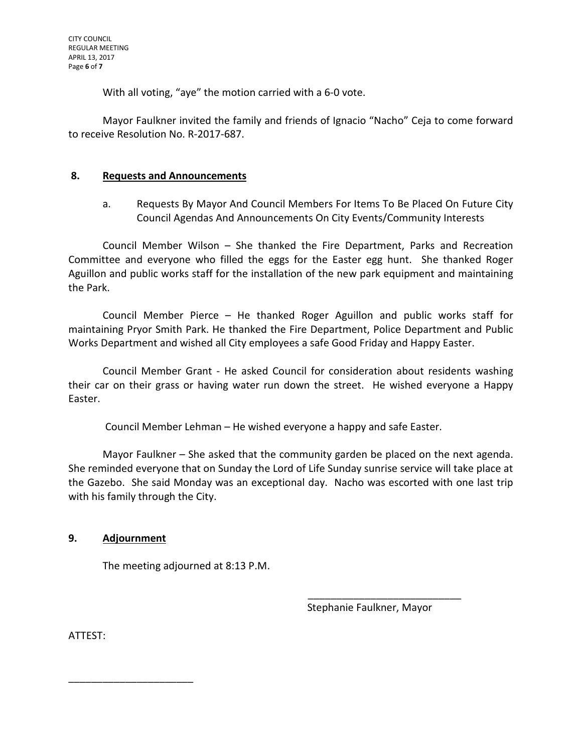With all voting, "aye" the motion carried with a 6-0 vote.

Mayor Faulkner invited the family and friends of Ignacio "Nacho" Ceja to come forward to receive Resolution No. R-2017-687.

## 8. Requests and Announcements

a. Requests By Mayor And Council Members For Items To Be Placed On Future City Council Agendas And Announcements On City Events/Community Interests

Council Member Wilson – She thanked the Fire Department, Parks and Recreation Committee and everyone who filled the eggs for the Easter egg hunt. She thanked Roger Aguillon and public works staff for the installation of the new park equipment and maintaining the Park.

Council Member Pierce – He thanked Roger Aguillon and public works staff for maintaining Pryor Smith Park. He thanked the Fire Department, Police Department and Public Works Department and wished all City employees a safe Good Friday and Happy Easter.

Council Member Grant - He asked Council for consideration about residents washing their car on their grass or having water run down the street. He wished everyone a Happy Easter.

Council Member Lehman – He wished everyone a happy and safe Easter.

Mayor Faulkner – She asked that the community garden be placed on the next agenda. She reminded everyone that on Sunday the Lord of Life Sunday sunrise service will take place at the Gazebo. She said Monday was an exceptional day. Nacho was escorted with one last trip with his family through the City.

## 9. Adjournment

The meeting adjourned at 8:13 P.M.

\_\_\_\_\_\_\_\_\_\_\_\_\_\_\_\_\_\_\_\_\_\_\_\_\_\_\_\_

Stephanie Faulkner, Mayor

ATTEST:

\_\_\_\_\_\_\_\_\_\_\_\_\_\_\_\_\_\_\_\_\_\_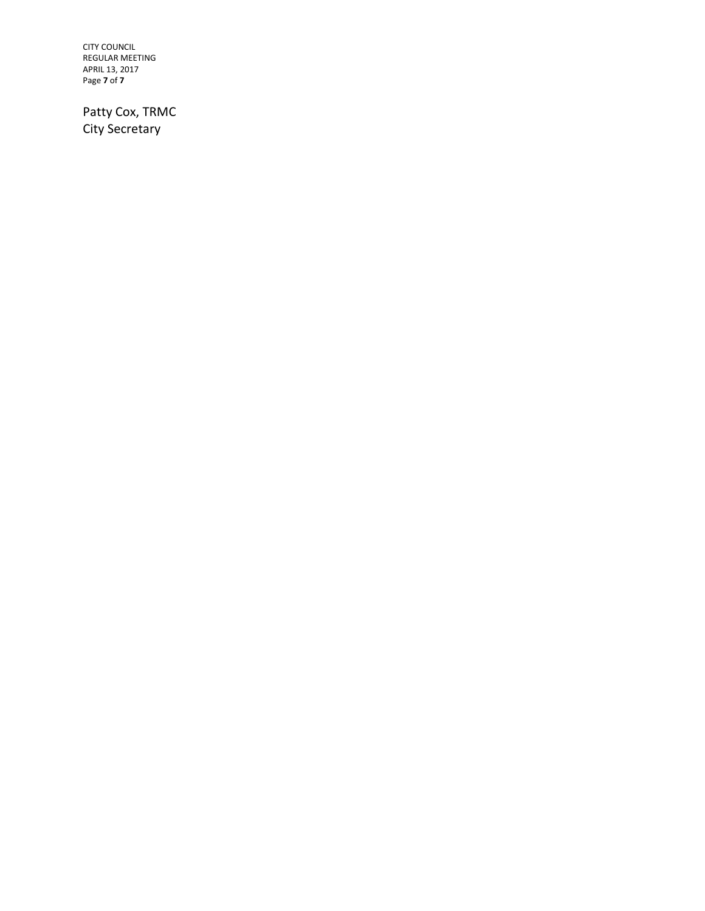Patty Cox, TRMC
City Secretary